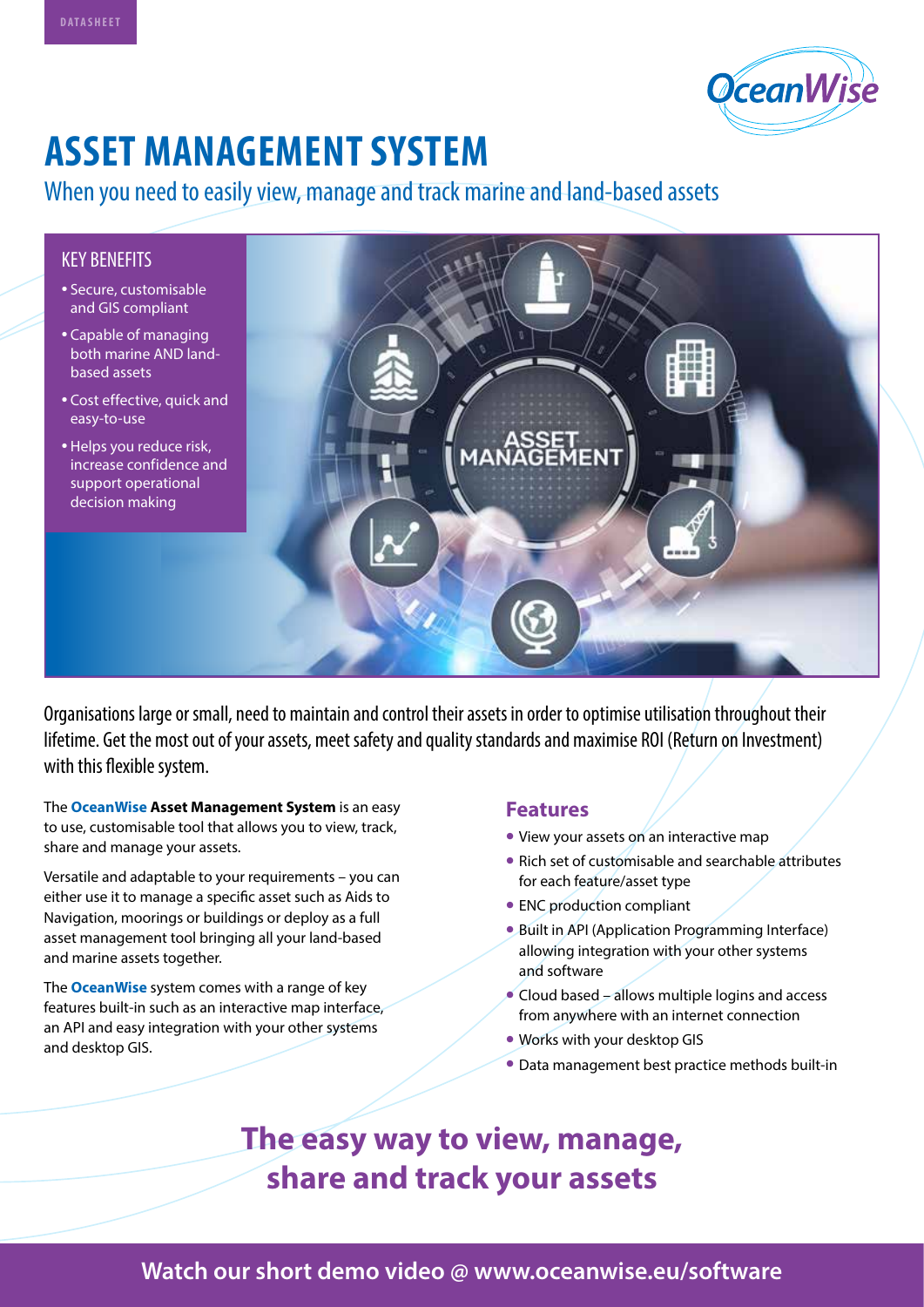DATASHEET

# ASSET MANAGEMENT SYSTEM

## When you need to easily view, manage and track marine and land-based assets

### KEY BENEFITS

- Secure, customisable and GIS compliant
- Capable of managing both marine AND land-based assets
- Cost effective, quick and easy-to-use
- Helps you reduce risk, increase confidence and support operational decision making

Organisations large or small, need to maintain and control their assets in order to optimise utilisation throughout their lifetime. Get the most out of your assets, meet safety and quality standards and maximise ROI (Return on Investment) with this flexible system.

The **OceanWise Asset Management System** is an easy to use, customisable tool that allows you to view, track, share and manage your assets.

Versatile and adaptable to your requirements – you can either use it to manage a specific asset such as Aids to Navigation, moorings or buildings or deploy as a full asset management tool bringing all your land-based and marine assets together.

The **OceanWise** system comes with a range of key features built-in such as an interactive map interface, an API and easy integration with your other systems and desktop GIS.

### Features

- View your assets on an interactive map
- Rich set of customisable and searchable attributes for each feature/asset type
- ENC production compliant
- Built in API (Application Programming Interface) allowing integration with your other systems and software
- Cloud based – allows multiple logins and access from anywhere with an internet connection
- Works with your desktop GIS
- Data management best practice methods built-in

## The easy way to view, manage, share and track your assets

**Watch our short demo video @ www.oceanwise.eu/software**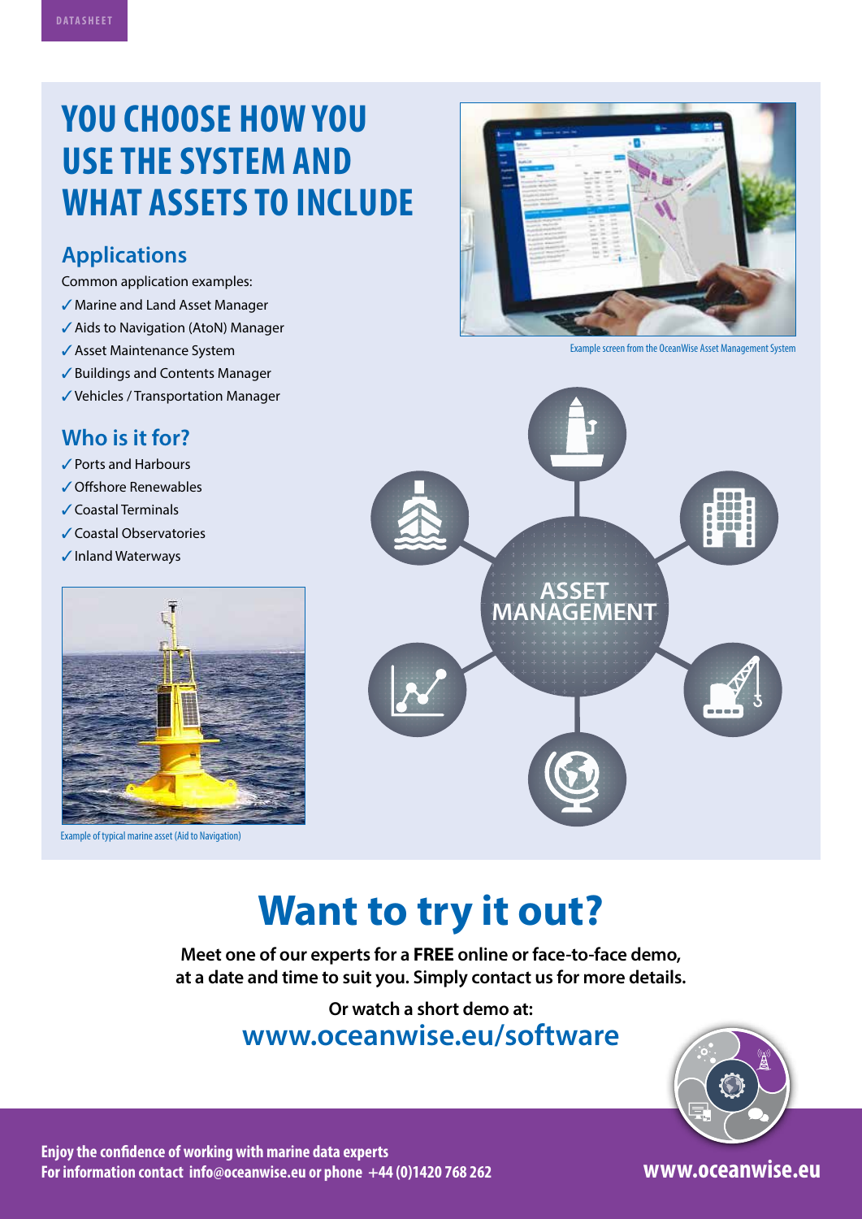# YOU CHOOSE HOW YOU USE THE SYSTEM AND WHAT ASSETS TO INCLUDE

## Applications

Common application examples:

- ✓ Marine and Land Asset Manager
- ✓ Aids to Navigation (AtoN) Manager
- ✓ Asset Maintenance System
- ✓ Buildings and Contents Manager
- ✓ Vehicles / Transportation Manager

## Who is it for?

- ✓ Ports and Harbours
- ✓ Offshore Renewables
- ✓ Coastal Terminals
- ✓ Coastal Observatories
- ✓ Inland Waterways

Example of typical marine asset (Aid to Navigation)

Example screen from the OceanWise Asset Management System

ASSET MANAGEMENT

# Want to try it out?

**Meet one of our experts for a FREE online or face-to-face demo, at a date and time to suit you. Simply contact us for more details.**

**Or watch a short demo at:**

**www.oceanwise.eu/software**

**Enjoy the confidence of working with marine data experts**
**For information contact info@oceanwise.eu or phone +44 (0)1420 768 262**

**www.oceanwise.eu**